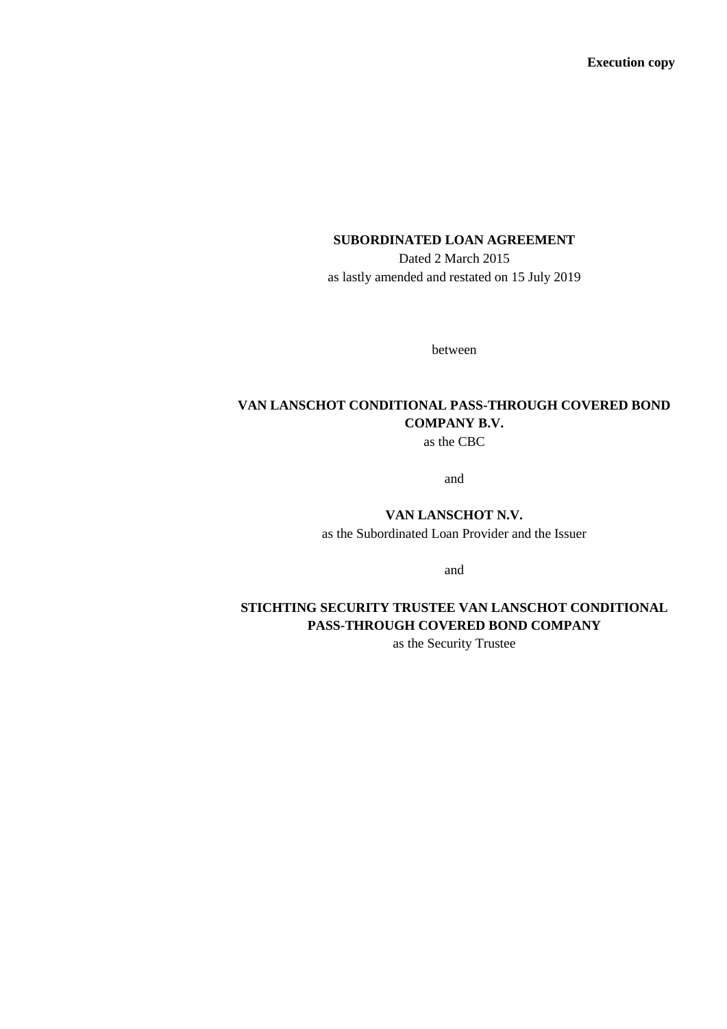**Execution copy**

# SUBORDINATED LOAN AGREEMENT

Dated 2 March 2015

as lastly amended and restated on 15 July 2019

between

**VAN LANSCHOT CONDITIONAL PASS-THROUGH COVERED BOND COMPANY B.V.**

as the CBC

and

**VAN LANSCHOT N.V.**

as the Subordinated Loan Provider and the Issuer

and

**STICHTING SECURITY TRUSTEE VAN LANSCHOT CONDITIONAL PASS-THROUGH COVERED BOND COMPANY**

as the Security Trustee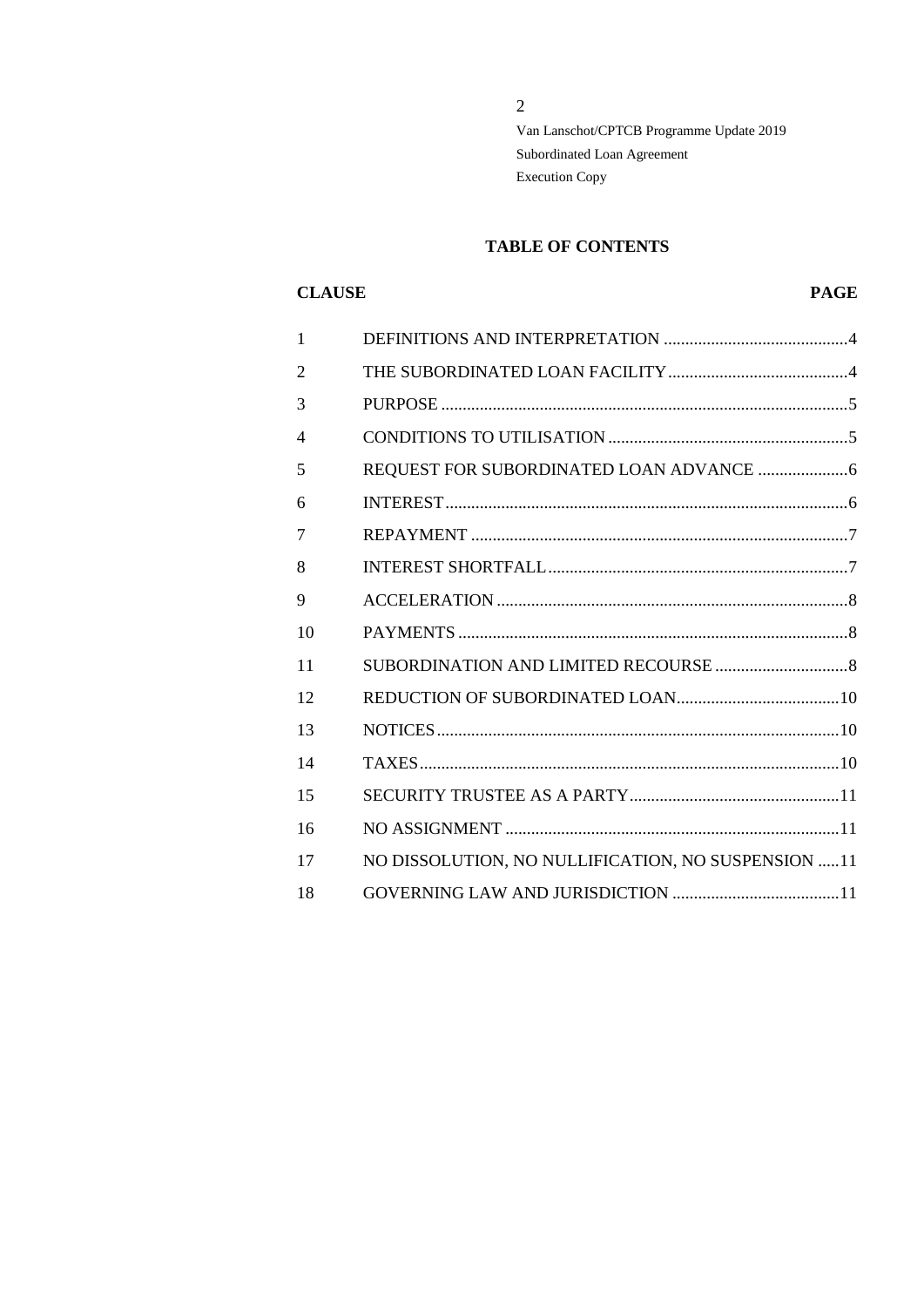## TABLE OF CONTENTS

| CLAUSE | | PAGE |
|---|---|---|
| 1 | DEFINITIONS AND INTERPRETATION | 4 |
| 2 | THE SUBORDINATED LOAN FACILITY | 4 |
| 3 | PURPOSE | 5 |
| 4 | CONDITIONS TO UTILISATION | 5 |
| 5 | REQUEST FOR SUBORDINATED LOAN ADVANCE | 6 |
| 6 | INTEREST | 6 |
| 7 | REPAYMENT | 7 |
| 8 | INTEREST SHORTFALL | 7 |
| 9 | ACCELERATION | 8 |
| 10 | PAYMENTS | 8 |
| 11 | SUBORDINATION AND LIMITED RECOURSE | 8 |
| 12 | REDUCTION OF SUBORDINATED LOAN | 10 |
| 13 | NOTICES | 10 |
| 14 | TAXES | 10 |
| 15 | SECURITY TRUSTEE AS A PARTY | 11 |
| 16 | NO ASSIGNMENT | 11 |
| 17 | NO DISSOLUTION, NO NULLIFICATION, NO SUSPENSION | 11 |
| 18 | GOVERNING LAW AND JURISDICTION | 11 |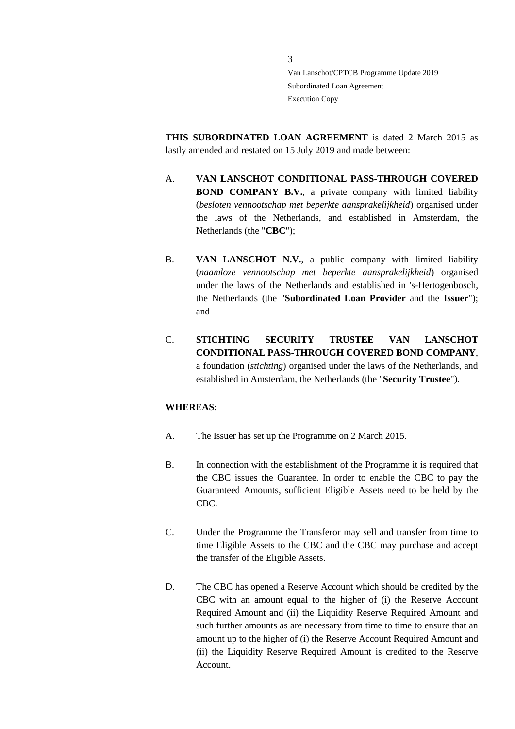**THIS SUBORDINATED LOAN AGREEMENT** is dated 2 March 2015 as lastly amended and restated on 15 July 2019 and made between:

A. **VAN LANSCHOT CONDITIONAL PASS-THROUGH COVERED BOND COMPANY B.V.**, a private company with limited liability (*besloten vennootschap met beperkte aansprakelijkheid*) organised under the laws of the Netherlands, and established in Amsterdam, the Netherlands (the "**CBC**");

B. **VAN LANSCHOT N.V.**, a public company with limited liability (*naamloze vennootschap met beperkte aansprakelijkheid*) organised under the laws of the Netherlands and established in 's-Hertogenbosch, the Netherlands (the "**Subordinated Loan Provider** and the **Issuer**"); and

C. **STICHTING SECURITY TRUSTEE VAN LANSCHOT CONDITIONAL PASS-THROUGH COVERED BOND COMPANY**, a foundation (*stichting*) organised under the laws of the Netherlands, and established in Amsterdam, the Netherlands (the "**Security Trustee**").

**WHEREAS:**

A. The Issuer has set up the Programme on 2 March 2015.

B. In connection with the establishment of the Programme it is required that the CBC issues the Guarantee. In order to enable the CBC to pay the Guaranteed Amounts, sufficient Eligible Assets need to be held by the CBC.

C. Under the Programme the Transferor may sell and transfer from time to time Eligible Assets to the CBC and the CBC may purchase and accept the transfer of the Eligible Assets.

D. The CBC has opened a Reserve Account which should be credited by the CBC with an amount equal to the higher of (i) the Reserve Account Required Amount and (ii) the Liquidity Reserve Required Amount and such further amounts as are necessary from time to time to ensure that an amount up to the higher of (i) the Reserve Account Required Amount and (ii) the Liquidity Reserve Required Amount is credited to the Reserve Account.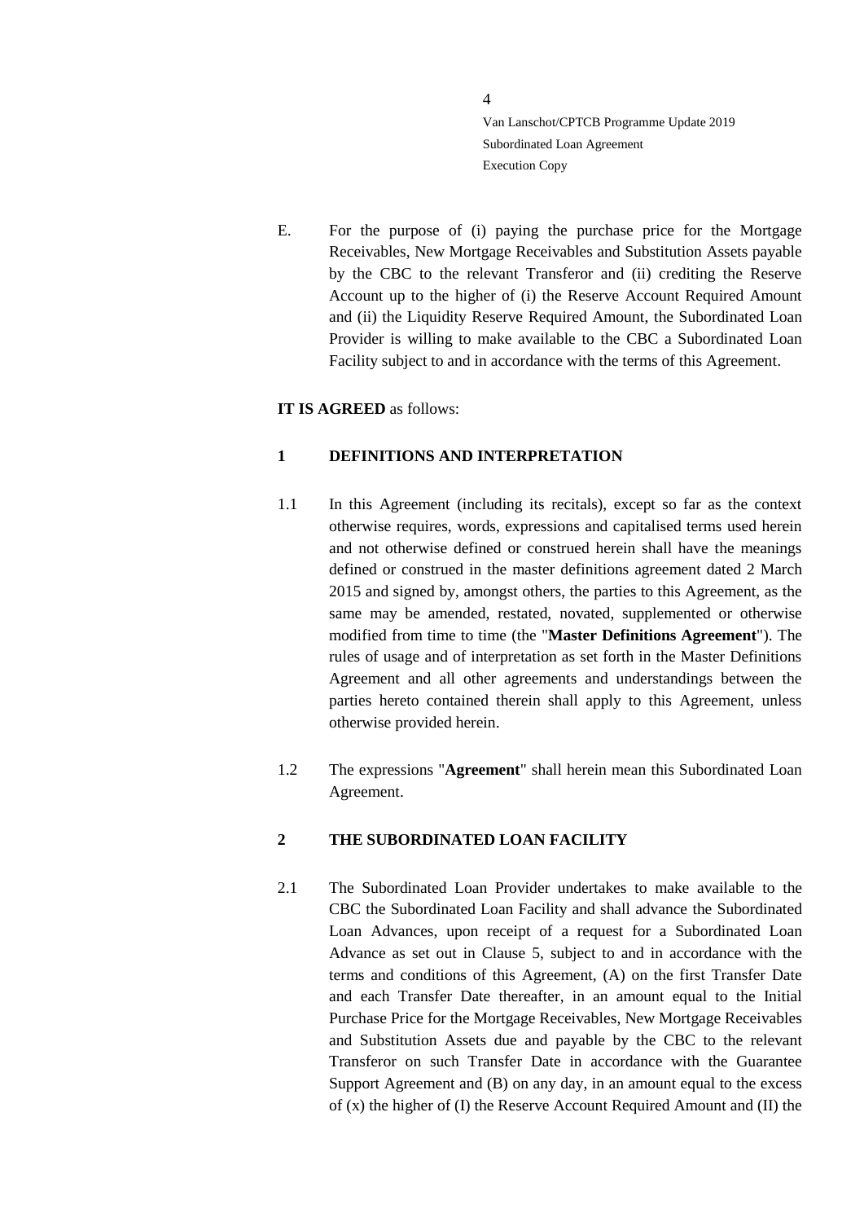E. For the purpose of (i) paying the purchase price for the Mortgage Receivables, New Mortgage Receivables and Substitution Assets payable by the CBC to the relevant Transferor and (ii) crediting the Reserve Account up to the higher of (i) the Reserve Account Required Amount and (ii) the Liquidity Reserve Required Amount, the Subordinated Loan Provider is willing to make available to the CBC a Subordinated Loan Facility subject to and in accordance with the terms of this Agreement.

**IT IS AGREED** as follows:

## 1 DEFINITIONS AND INTERPRETATION

1.1 In this Agreement (including its recitals), except so far as the context otherwise requires, words, expressions and capitalised terms used herein and not otherwise defined or construed herein shall have the meanings defined or construed in the master definitions agreement dated 2 March 2015 and signed by, amongst others, the parties to this Agreement, as the same may be amended, restated, novated, supplemented or otherwise modified from time to time (the "**Master Definitions Agreement**"). The rules of usage and of interpretation as set forth in the Master Definitions Agreement and all other agreements and understandings between the parties hereto contained therein shall apply to this Agreement, unless otherwise provided herein.

1.2 The expressions "**Agreement**" shall herein mean this Subordinated Loan Agreement.

## 2 THE SUBORDINATED LOAN FACILITY

2.1 The Subordinated Loan Provider undertakes to make available to the CBC the Subordinated Loan Facility and shall advance the Subordinated Loan Advances, upon receipt of a request for a Subordinated Loan Advance as set out in Clause 5, subject to and in accordance with the terms and conditions of this Agreement, (A) on the first Transfer Date and each Transfer Date thereafter, in an amount equal to the Initial Purchase Price for the Mortgage Receivables, New Mortgage Receivables and Substitution Assets due and payable by the CBC to the relevant Transferor on such Transfer Date in accordance with the Guarantee Support Agreement and (B) on any day, in an amount equal to the excess of (x) the higher of (I) the Reserve Account Required Amount and (II) the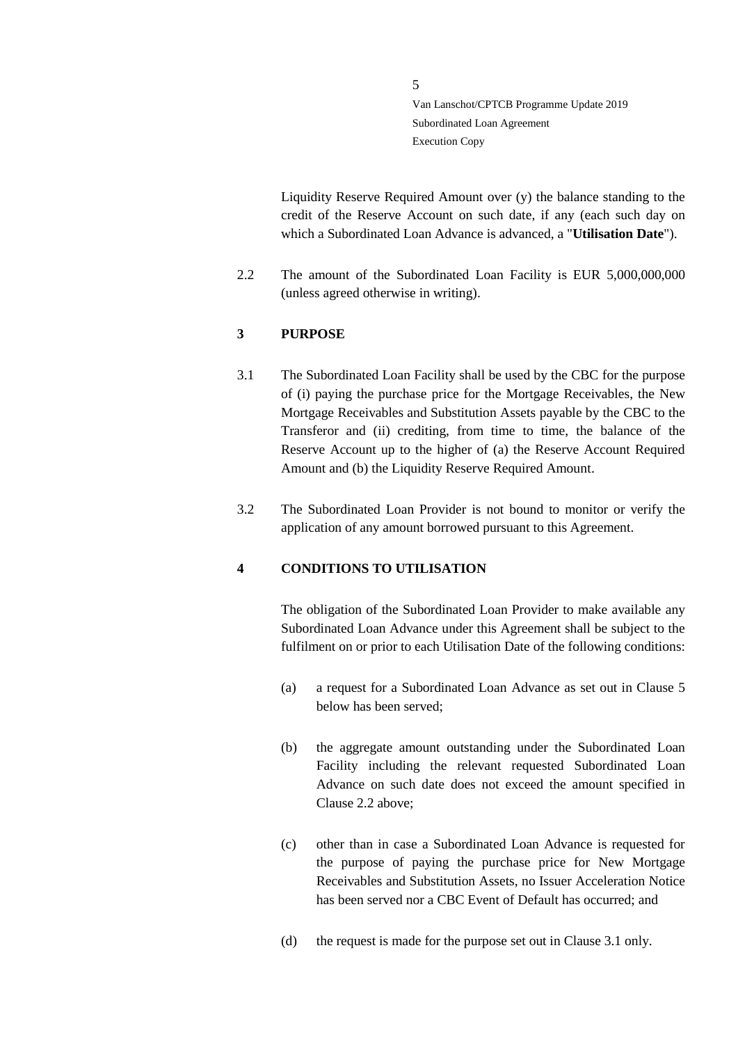Liquidity Reserve Required Amount over (y) the balance standing to the credit of the Reserve Account on such date, if any (each such day on which a Subordinated Loan Advance is advanced, a "**Utilisation Date**").

2.2 The amount of the Subordinated Loan Facility is EUR 5,000,000,000 (unless agreed otherwise in writing).

## 3 PURPOSE

3.1 The Subordinated Loan Facility shall be used by the CBC for the purpose of (i) paying the purchase price for the Mortgage Receivables, the New Mortgage Receivables and Substitution Assets payable by the CBC to the Transferor and (ii) crediting, from time to time, the balance of the Reserve Account up to the higher of (a) the Reserve Account Required Amount and (b) the Liquidity Reserve Required Amount.

3.2 The Subordinated Loan Provider is not bound to monitor or verify the application of any amount borrowed pursuant to this Agreement.

## 4 CONDITIONS TO UTILISATION

The obligation of the Subordinated Loan Provider to make available any Subordinated Loan Advance under this Agreement shall be subject to the fulfilment on or prior to each Utilisation Date of the following conditions:

(a) a request for a Subordinated Loan Advance as set out in Clause 5 below has been served;

(b) the aggregate amount outstanding under the Subordinated Loan Facility including the relevant requested Subordinated Loan Advance on such date does not exceed the amount specified in Clause 2.2 above;

(c) other than in case a Subordinated Loan Advance is requested for the purpose of paying the purchase price for New Mortgage Receivables and Substitution Assets, no Issuer Acceleration Notice has been served nor a CBC Event of Default has occurred; and

(d) the request is made for the purpose set out in Clause 3.1 only.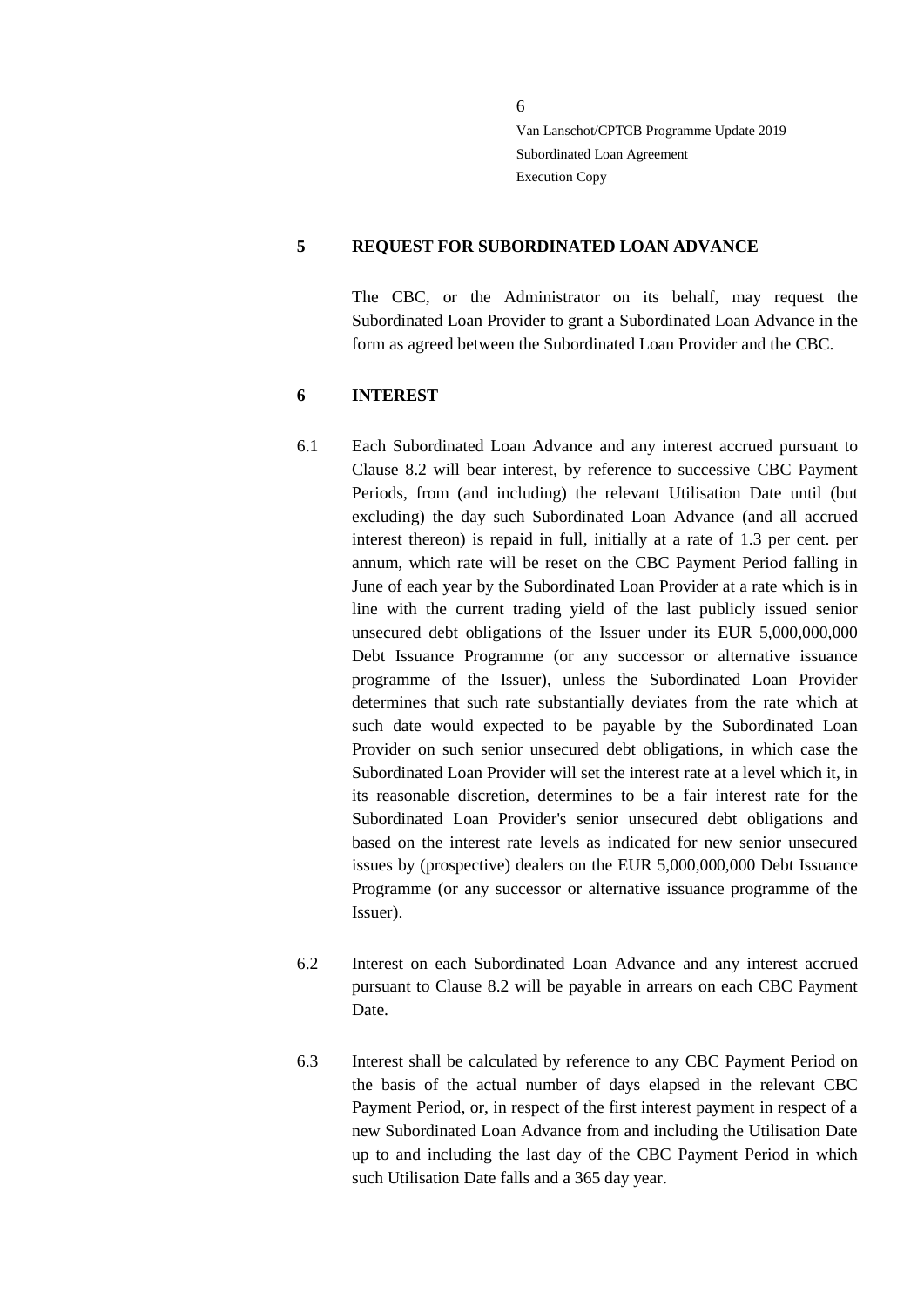## 5 REQUEST FOR SUBORDINATED LOAN ADVANCE

The CBC, or the Administrator on its behalf, may request the Subordinated Loan Provider to grant a Subordinated Loan Advance in the form as agreed between the Subordinated Loan Provider and the CBC.

## 6 INTEREST

6.1 Each Subordinated Loan Advance and any interest accrued pursuant to Clause 8.2 will bear interest, by reference to successive CBC Payment Periods, from (and including) the relevant Utilisation Date until (but excluding) the day such Subordinated Loan Advance (and all accrued interest thereon) is repaid in full, initially at a rate of 1.3 per cent. per annum, which rate will be reset on the CBC Payment Period falling in June of each year by the Subordinated Loan Provider at a rate which is in line with the current trading yield of the last publicly issued senior unsecured debt obligations of the Issuer under its EUR 5,000,000,000 Debt Issuance Programme (or any successor or alternative issuance programme of the Issuer), unless the Subordinated Loan Provider determines that such rate substantially deviates from the rate which at such date would expected to be payable by the Subordinated Loan Provider on such senior unsecured debt obligations, in which case the Subordinated Loan Provider will set the interest rate at a level which it, in its reasonable discretion, determines to be a fair interest rate for the Subordinated Loan Provider's senior unsecured debt obligations and based on the interest rate levels as indicated for new senior unsecured issues by (prospective) dealers on the EUR 5,000,000,000 Debt Issuance Programme (or any successor or alternative issuance programme of the Issuer).

6.2 Interest on each Subordinated Loan Advance and any interest accrued pursuant to Clause 8.2 will be payable in arrears on each CBC Payment Date.

6.3 Interest shall be calculated by reference to any CBC Payment Period on the basis of the actual number of days elapsed in the relevant CBC Payment Period, or, in respect of the first interest payment in respect of a new Subordinated Loan Advance from and including the Utilisation Date up to and including the last day of the CBC Payment Period in which such Utilisation Date falls and a 365 day year.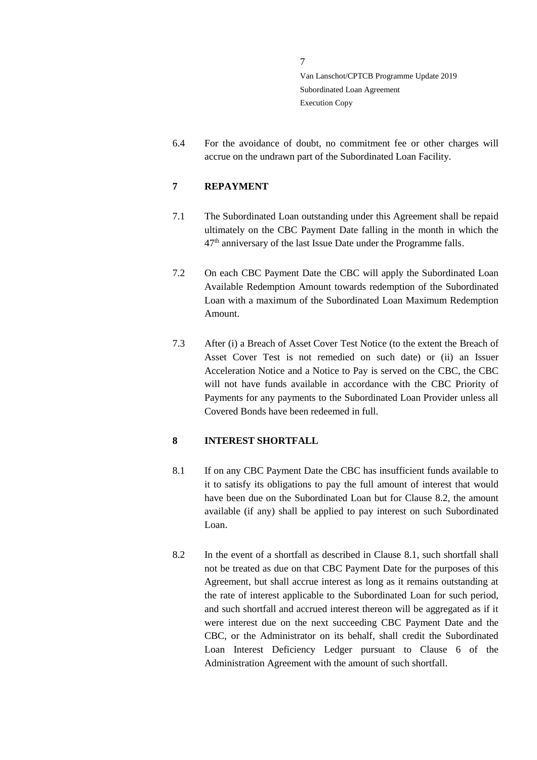6.4 For the avoidance of doubt, no commitment fee or other charges will accrue on the undrawn part of the Subordinated Loan Facility.

## 7 REPAYMENT

7.1 The Subordinated Loan outstanding under this Agreement shall be repaid ultimately on the CBC Payment Date falling in the month in which the 47th anniversary of the last Issue Date under the Programme falls.

7.2 On each CBC Payment Date the CBC will apply the Subordinated Loan Available Redemption Amount towards redemption of the Subordinated Loan with a maximum of the Subordinated Loan Maximum Redemption Amount.

7.3 After (i) a Breach of Asset Cover Test Notice (to the extent the Breach of Asset Cover Test is not remedied on such date) or (ii) an Issuer Acceleration Notice and a Notice to Pay is served on the CBC, the CBC will not have funds available in accordance with the CBC Priority of Payments for any payments to the Subordinated Loan Provider unless all Covered Bonds have been redeemed in full.

## 8 INTEREST SHORTFALL

8.1 If on any CBC Payment Date the CBC has insufficient funds available to it to satisfy its obligations to pay the full amount of interest that would have been due on the Subordinated Loan but for Clause 8.2, the amount available (if any) shall be applied to pay interest on such Subordinated Loan.

8.2 In the event of a shortfall as described in Clause 8.1, such shortfall shall not be treated as due on that CBC Payment Date for the purposes of this Agreement, but shall accrue interest as long as it remains outstanding at the rate of interest applicable to the Subordinated Loan for such period, and such shortfall and accrued interest thereon will be aggregated as if it were interest due on the next succeeding CBC Payment Date and the CBC, or the Administrator on its behalf, shall credit the Subordinated Loan Interest Deficiency Ledger pursuant to Clause 6 of the Administration Agreement with the amount of such shortfall.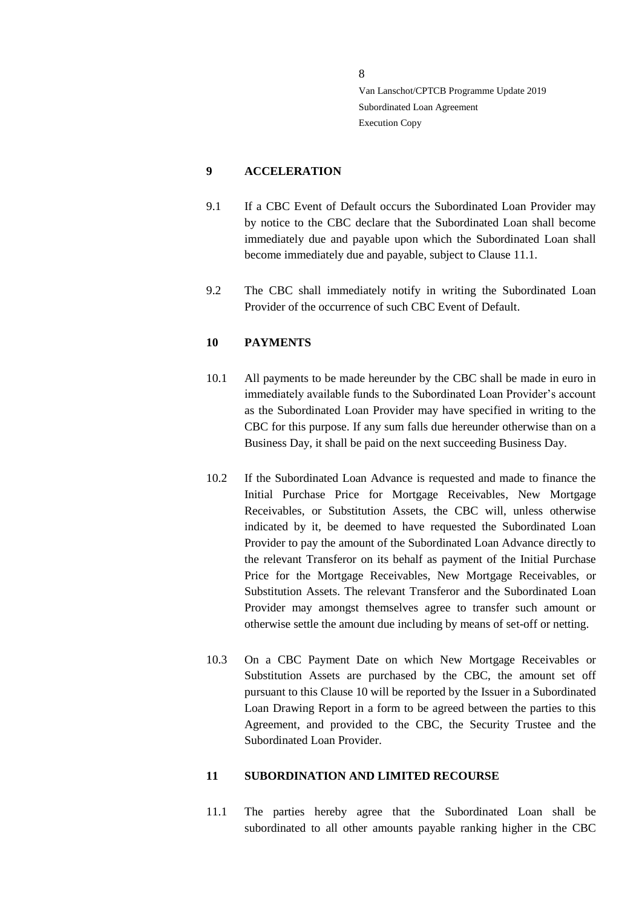## 9 ACCELERATION

9.1 If a CBC Event of Default occurs the Subordinated Loan Provider may by notice to the CBC declare that the Subordinated Loan shall become immediately due and payable upon which the Subordinated Loan shall become immediately due and payable, subject to Clause 11.1.

9.2 The CBC shall immediately notify in writing the Subordinated Loan Provider of the occurrence of such CBC Event of Default.

## 10 PAYMENTS

10.1 All payments to be made hereunder by the CBC shall be made in euro in immediately available funds to the Subordinated Loan Provider's account as the Subordinated Loan Provider may have specified in writing to the CBC for this purpose. If any sum falls due hereunder otherwise than on a Business Day, it shall be paid on the next succeeding Business Day.

10.2 If the Subordinated Loan Advance is requested and made to finance the Initial Purchase Price for Mortgage Receivables, New Mortgage Receivables, or Substitution Assets, the CBC will, unless otherwise indicated by it, be deemed to have requested the Subordinated Loan Provider to pay the amount of the Subordinated Loan Advance directly to the relevant Transferor on its behalf as payment of the Initial Purchase Price for the Mortgage Receivables, New Mortgage Receivables, or Substitution Assets. The relevant Transferor and the Subordinated Loan Provider may amongst themselves agree to transfer such amount or otherwise settle the amount due including by means of set-off or netting.

10.3 On a CBC Payment Date on which New Mortgage Receivables or Substitution Assets are purchased by the CBC, the amount set off pursuant to this Clause 10 will be reported by the Issuer in a Subordinated Loan Drawing Report in a form to be agreed between the parties to this Agreement, and provided to the CBC, the Security Trustee and the Subordinated Loan Provider.

## 11 SUBORDINATION AND LIMITED RECOURSE

11.1 The parties hereby agree that the Subordinated Loan shall be subordinated to all other amounts payable ranking higher in the CBC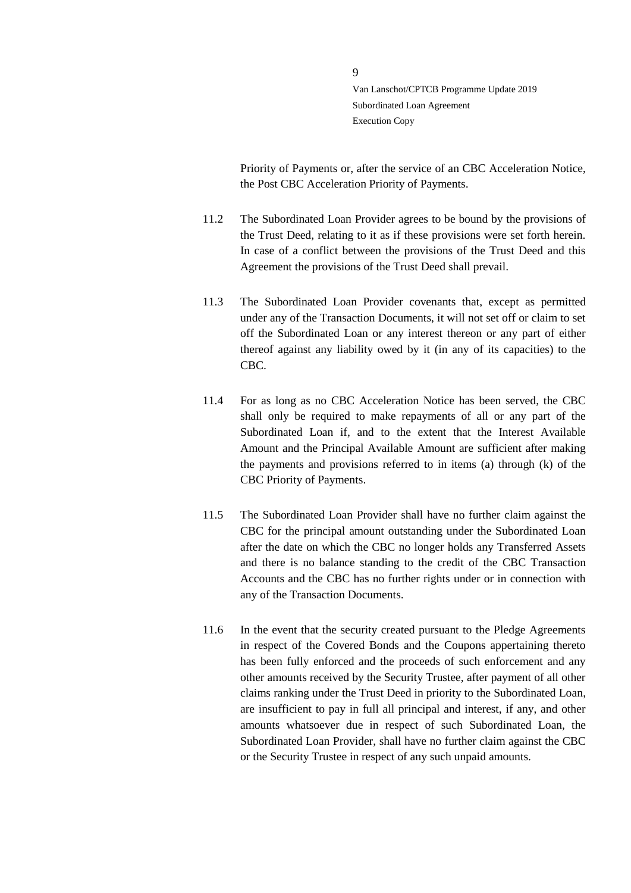Priority of Payments or, after the service of an CBC Acceleration Notice, the Post CBC Acceleration Priority of Payments.

11.2 The Subordinated Loan Provider agrees to be bound by the provisions of the Trust Deed, relating to it as if these provisions were set forth herein. In case of a conflict between the provisions of the Trust Deed and this Agreement the provisions of the Trust Deed shall prevail.

11.3 The Subordinated Loan Provider covenants that, except as permitted under any of the Transaction Documents, it will not set off or claim to set off the Subordinated Loan or any interest thereon or any part of either thereof against any liability owed by it (in any of its capacities) to the CBC.

11.4 For as long as no CBC Acceleration Notice has been served, the CBC shall only be required to make repayments of all or any part of the Subordinated Loan if, and to the extent that the Interest Available Amount and the Principal Available Amount are sufficient after making the payments and provisions referred to in items (a) through (k) of the CBC Priority of Payments.

11.5 The Subordinated Loan Provider shall have no further claim against the CBC for the principal amount outstanding under the Subordinated Loan after the date on which the CBC no longer holds any Transferred Assets and there is no balance standing to the credit of the CBC Transaction Accounts and the CBC has no further rights under or in connection with any of the Transaction Documents.

11.6 In the event that the security created pursuant to the Pledge Agreements in respect of the Covered Bonds and the Coupons appertaining thereto has been fully enforced and the proceeds of such enforcement and any other amounts received by the Security Trustee, after payment of all other claims ranking under the Trust Deed in priority to the Subordinated Loan, are insufficient to pay in full all principal and interest, if any, and other amounts whatsoever due in respect of such Subordinated Loan, the Subordinated Loan Provider, shall have no further claim against the CBC or the Security Trustee in respect of any such unpaid amounts.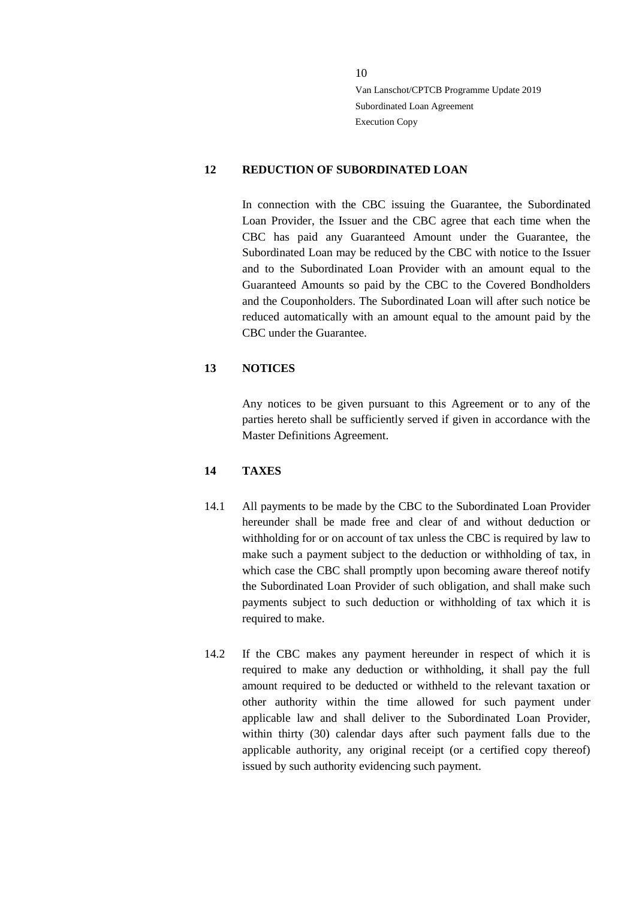## 12 REDUCTION OF SUBORDINATED LOAN

In connection with the CBC issuing the Guarantee, the Subordinated Loan Provider, the Issuer and the CBC agree that each time when the CBC has paid any Guaranteed Amount under the Guarantee, the Subordinated Loan may be reduced by the CBC with notice to the Issuer and to the Subordinated Loan Provider with an amount equal to the Guaranteed Amounts so paid by the CBC to the Covered Bondholders and the Couponholders. The Subordinated Loan will after such notice be reduced automatically with an amount equal to the amount paid by the CBC under the Guarantee.

## 13 NOTICES

Any notices to be given pursuant to this Agreement or to any of the parties hereto shall be sufficiently served if given in accordance with the Master Definitions Agreement.

## 14 TAXES

14.1 All payments to be made by the CBC to the Subordinated Loan Provider hereunder shall be made free and clear of and without deduction or withholding for or on account of tax unless the CBC is required by law to make such a payment subject to the deduction or withholding of tax, in which case the CBC shall promptly upon becoming aware thereof notify the Subordinated Loan Provider of such obligation, and shall make such payments subject to such deduction or withholding of tax which it is required to make.

14.2 If the CBC makes any payment hereunder in respect of which it is required to make any deduction or withholding, it shall pay the full amount required to be deducted or withheld to the relevant taxation or other authority within the time allowed for such payment under applicable law and shall deliver to the Subordinated Loan Provider, within thirty (30) calendar days after such payment falls due to the applicable authority, any original receipt (or a certified copy thereof) issued by such authority evidencing such payment.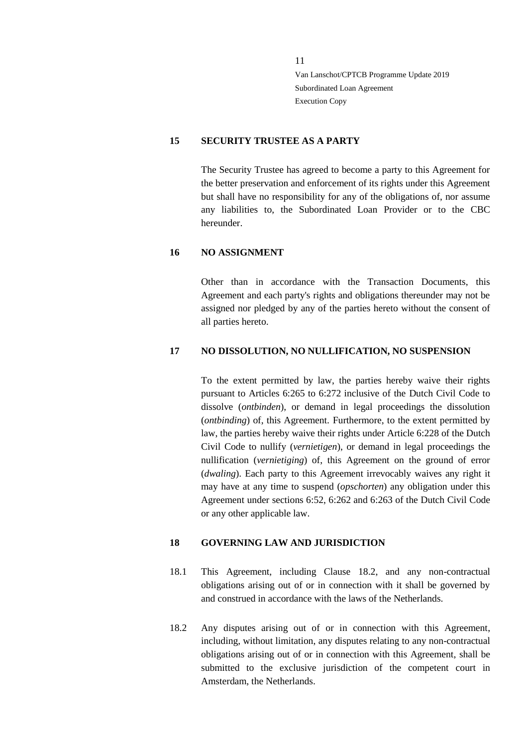## 15 SECURITY TRUSTEE AS A PARTY

The Security Trustee has agreed to become a party to this Agreement for the better preservation and enforcement of its rights under this Agreement but shall have no responsibility for any of the obligations of, nor assume any liabilities to, the Subordinated Loan Provider or to the CBC hereunder.

## 16 NO ASSIGNMENT

Other than in accordance with the Transaction Documents, this Agreement and each party's rights and obligations thereunder may not be assigned nor pledged by any of the parties hereto without the consent of all parties hereto.

## 17 NO DISSOLUTION, NO NULLIFICATION, NO SUSPENSION

To the extent permitted by law, the parties hereby waive their rights pursuant to Articles 6:265 to 6:272 inclusive of the Dutch Civil Code to dissolve (*ontbinden*), or demand in legal proceedings the dissolution (*ontbinding*) of, this Agreement. Furthermore, to the extent permitted by law, the parties hereby waive their rights under Article 6:228 of the Dutch Civil Code to nullify (*vernietigen*), or demand in legal proceedings the nullification (*vernietiging*) of, this Agreement on the ground of error (*dwaling*). Each party to this Agreement irrevocably waives any right it may have at any time to suspend (*opschorten*) any obligation under this Agreement under sections 6:52, 6:262 and 6:263 of the Dutch Civil Code or any other applicable law.

## 18 GOVERNING LAW AND JURISDICTION

18.1 This Agreement, including Clause 18.2, and any non-contractual obligations arising out of or in connection with it shall be governed by and construed in accordance with the laws of the Netherlands.

18.2 Any disputes arising out of or in connection with this Agreement, including, without limitation, any disputes relating to any non-contractual obligations arising out of or in connection with this Agreement, shall be submitted to the exclusive jurisdiction of the competent court in Amsterdam, the Netherlands.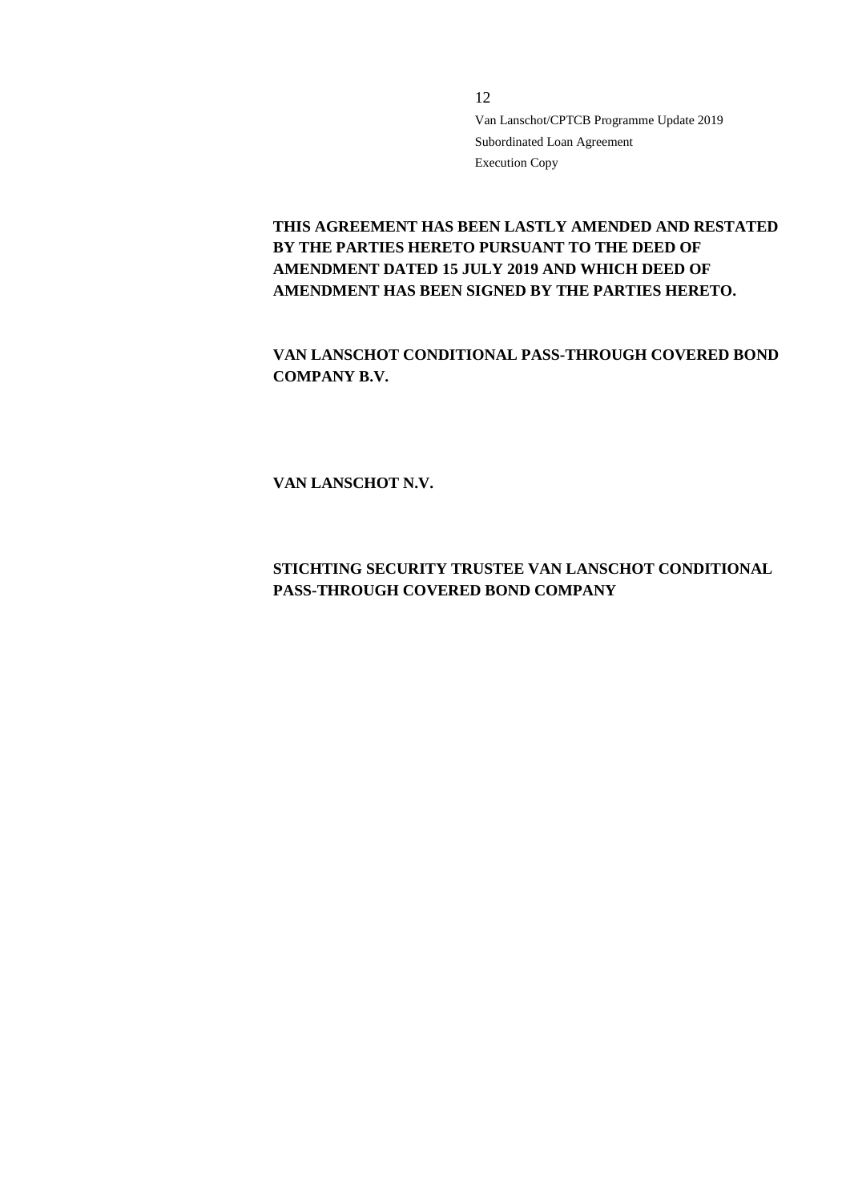Van Lanschot/CPTCB Programme Update 2019
Subordinated Loan Agreement
Execution Copy

**THIS AGREEMENT HAS BEEN LASTLY AMENDED AND RESTATED BY THE PARTIES HERETO PURSUANT TO THE DEED OF AMENDMENT DATED 15 JULY 2019 AND WHICH DEED OF AMENDMENT HAS BEEN SIGNED BY THE PARTIES HERETO.**

**VAN LANSCHOT CONDITIONAL PASS-THROUGH COVERED BOND COMPANY B.V.**

**VAN LANSCHOT N.V.**

**STICHTING SECURITY TRUSTEE VAN LANSCHOT CONDITIONAL PASS-THROUGH COVERED BOND COMPANY**